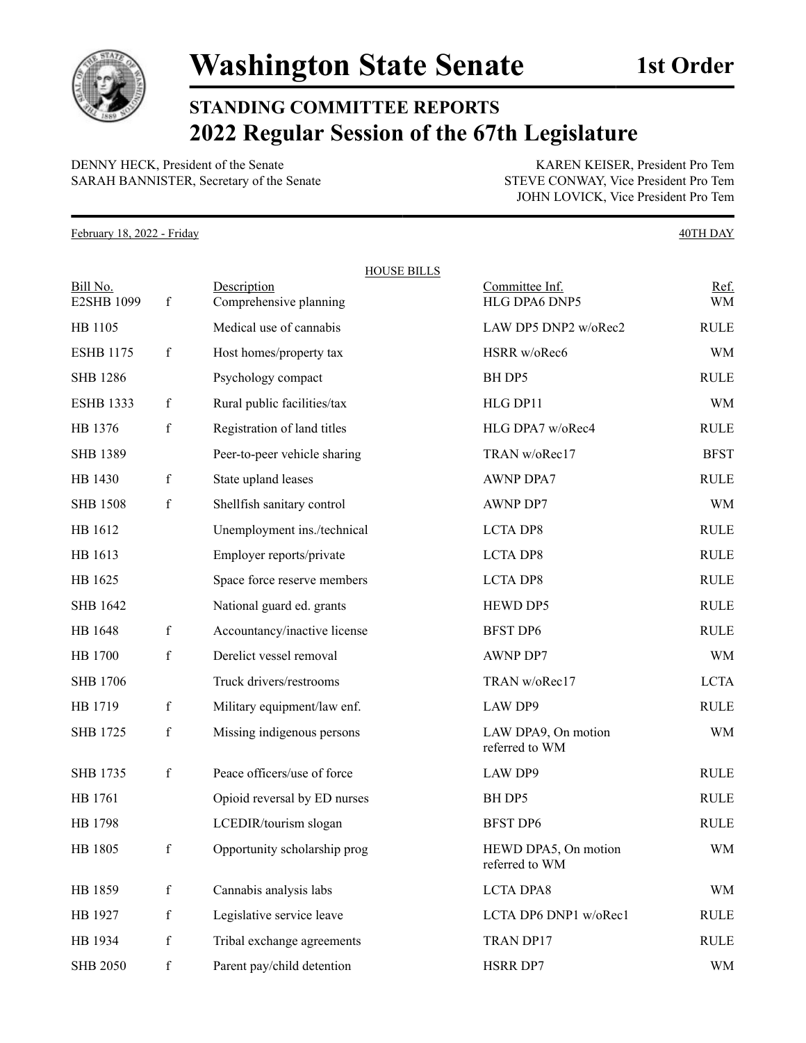# Washington State Senate

**1st Order**

## STANDING COMMITTEE REPORTS
## 2022 Regular Session of the 67th Legislature

DENNY HECK, President of the Senate
SARAH BANNISTER, Secretary of the Senate

KAREN KEISER, President Pro Tem
STEVE CONWAY, Vice President Pro Tem
JOHN LOVICK, Vice President Pro Tem

February 18, 2022 - Friday — 40TH DAY

HOUSE BILLS

| Bill No. | | Description | Committee Inf. | Ref. |
|---|---|---|---|---|
| E2SHB 1099 | f | Comprehensive planning | HLG DPA6 DNP5 | WM |
| HB 1105 | | Medical use of cannabis | LAW DP5 DNP2 w/oRec2 | RULE |
| ESHB 1175 | f | Host homes/property tax | HSRR w/oRec6 | WM |
| SHB 1286 | | Psychology compact | BH DP5 | RULE |
| ESHB 1333 | f | Rural public facilities/tax | HLG DP11 | WM |
| HB 1376 | f | Registration of land titles | HLG DPA7 w/oRec4 | RULE |
| SHB 1389 | | Peer-to-peer vehicle sharing | TRAN w/oRec17 | BFST |
| HB 1430 | f | State upland leases | AWNP DPA7 | RULE |
| SHB 1508 | f | Shellfish sanitary control | AWNP DP7 | WM |
| HB 1612 | | Unemployment ins./technical | LCTA DP8 | RULE |
| HB 1613 | | Employer reports/private | LCTA DP8 | RULE |
| HB 1625 | | Space force reserve members | LCTA DP8 | RULE |
| SHB 1642 | | National guard ed. grants | HEWD DP5 | RULE |
| HB 1648 | f | Accountancy/inactive license | BFST DP6 | RULE |
| HB 1700 | f | Derelict vessel removal | AWNP DP7 | WM |
| SHB 1706 | | Truck drivers/restrooms | TRAN w/oRec17 | LCTA |
| HB 1719 | f | Military equipment/law enf. | LAW DP9 | RULE |
| SHB 1725 | f | Missing indigenous persons | LAW DPA9, On motion referred to WM | WM |
| SHB 1735 | f | Peace officers/use of force | LAW DP9 | RULE |
| HB 1761 | | Opioid reversal by ED nurses | BH DP5 | RULE |
| HB 1798 | | LCEDIR/tourism slogan | BFST DP6 | RULE |
| HB 1805 | f | Opportunity scholarship prog | HEWD DPA5, On motion referred to WM | WM |
| HB 1859 | f | Cannabis analysis labs | LCTA DPA8 | WM |
| HB 1927 | f | Legislative service leave | LCTA DP6 DNP1 w/oRec1 | RULE |
| HB 1934 | f | Tribal exchange agreements | TRAN DP17 | RULE |
| SHB 2050 | f | Parent pay/child detention | HSRR DP7 | WM |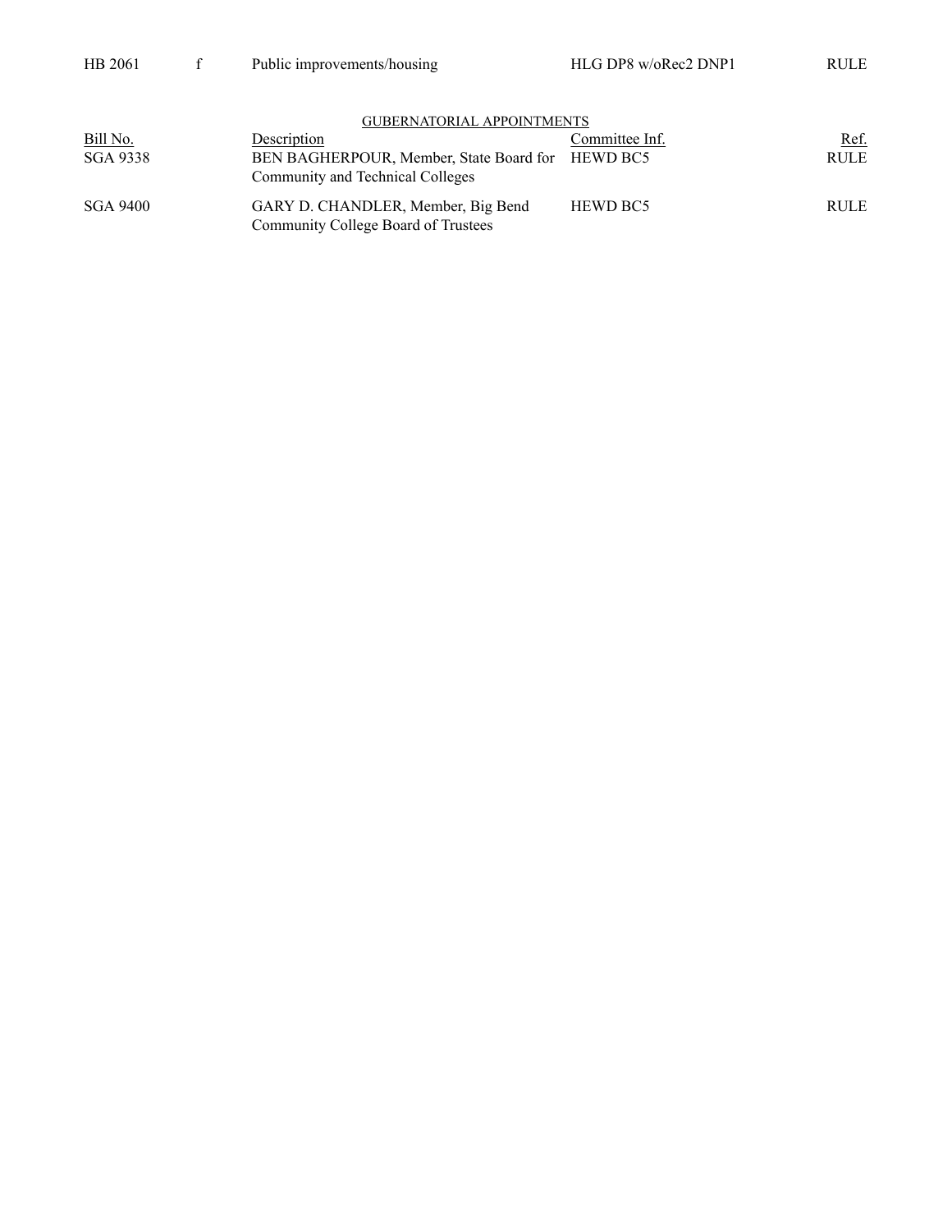| | | | | |
|---|---|---|---|---|
| HB 2061 | f | Public improvements/housing | HLG DP8 w/oRec2 DNP1 | RULE |

GUBERNATORIAL APPOINTMENTS

| Bill No. | Description | Committee Inf. | Ref. |
|---|---|---|---|
| SGA 9338 | BEN BAGHERPOUR, Member, State Board for Community and Technical Colleges | HEWD BC5 | RULE |
| SGA 9400 | GARY D. CHANDLER, Member, Big Bend Community College Board of Trustees | HEWD BC5 | RULE |